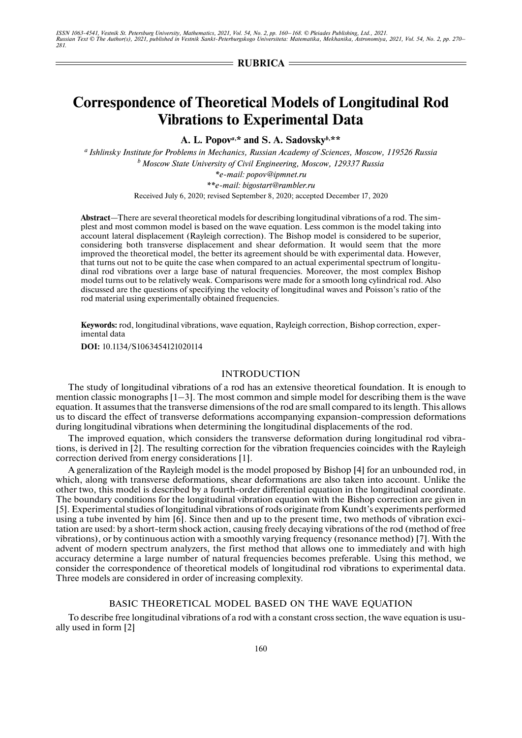**RUBRICA**

# Correspondence of Theoretical Models of Longitudinal Rod Vibrations to Experimental Data

**A. L. Popov[a,]* and S. A. Sadovsky[b,]****

[a] *Ishlinsky Institute for Problems in Mechanics, Russian Academy of Sciences, Moscow, 119526 Russia*
[b] *Moscow State University of Civil Engineering, Moscow, 129337 Russia*
**e-mail: popov@ipmnet.ru*
***e-mail: bigostart@rambler.ru*

Received July 6, 2020; revised September 8, 2020; accepted December 17, 2020

**Abstract**—There are several theoretical models for describing longitudinal vibrations of a rod. The simplest and most common model is based on the wave equation. Less common is the model taking into account lateral displacement (Rayleigh correction). The Bishop model is considered to be superior, considering both transverse displacement and shear deformation. It would seem that the more improved the theoretical model, the better its agreement should be with experimental data. However, that turns out not to be quite the case when compared to an actual experimental spectrum of longitudinal rod vibrations over a large base of natural frequencies. Moreover, the most complex Bishop model turns out to be relatively weak. Comparisons were made for a smooth long cylindrical rod. Also discussed are the questions of specifying the velocity of longitudinal waves and Poisson's ratio of the rod material using experimentally obtained frequencies.

**Keywords:** rod, longitudinal vibrations, wave equation, Rayleigh correction, Bishop correction, experimental data

**DOI:** 10.1134/S1063454121020114

## INTRODUCTION

The study of longitudinal vibrations of a rod has an extensive theoretical foundation. It is enough to mention classic monographs [1–3]. The most common and simple model for describing them is the wave equation. It assumes that the transverse dimensions of the rod are small compared to its length. This allows us to discard the effect of transverse deformations accompanying expansion-compression deformations during longitudinal vibrations when determining the longitudinal displacements of the rod.

The improved equation, which considers the transverse deformation during longitudinal rod vibrations, is derived in [2]. The resulting correction for the vibration frequencies coincides with the Rayleigh correction derived from energy considerations [1].

A generalization of the Rayleigh model is the model proposed by Bishop [4] for an unbounded rod, in which, along with transverse deformations, shear deformations are also taken into account. Unlike the other two, this model is described by a fourth-order differential equation in the longitudinal coordinate. The boundary conditions for the longitudinal vibration equation with the Bishop correction are given in [5]. Experimental studies of longitudinal vibrations of rods originate from Kundt's experiments performed using a tube invented by him [6]. Since then and up to the present time, two methods of vibration excitation are used: by a short-term shock action, causing freely decaying vibrations of the rod (method of free vibrations), or by continuous action with a smoothly varying frequency (resonance method) [7]. With the advent of modern spectrum analyzers, the first method that allows one to immediately and with high accuracy determine a large number of natural frequencies becomes preferable. Using this method, we consider the correspondence of theoretical models of longitudinal rod vibrations to experimental data. Three models are considered in order of increasing complexity.

## BASIC THEORETICAL MODEL BASED ON THE WAVE EQUATION

To describe free longitudinal vibrations of a rod with a constant cross section, the wave equation is usually used in form [2]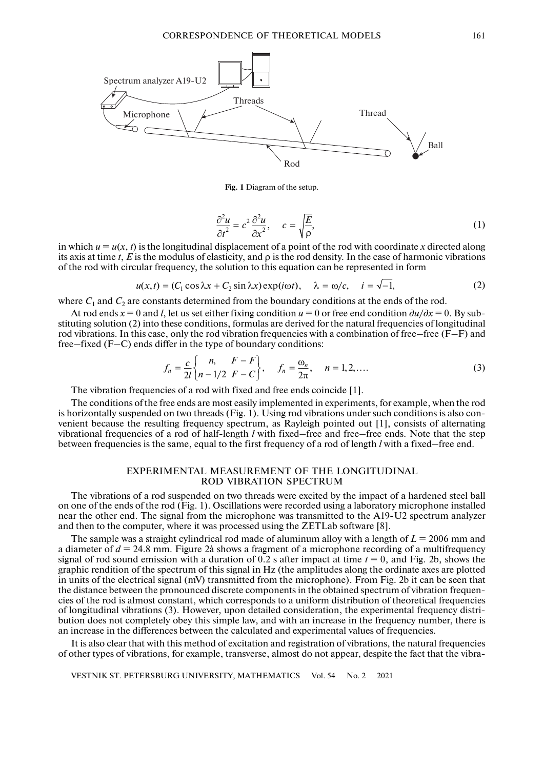**Fig. 1** Diagram of the setup.

$$\frac{\partial^2 u}{\partial t^2} = c^2 \frac{\partial^2 u}{\partial x^2}, \quad c = \sqrt{\frac{E}{\rho}}, \tag{1}$$

in which $u = u(x, t)$ is the longitudinal displacement of a point of the rod with coordinate $x$ directed along its axis at time $t$, $E$ is the modulus of elasticity, and $\rho$ is the rod density. In the case of harmonic vibrations of the rod with circular frequency, the solution to this equation can be represented in form

$$u(x,t) = (C_1 \cos \lambda x + C_2 \sin \lambda x)\exp(i\omega t), \quad \lambda = \omega/c, \quad i = \sqrt{-1}, \tag{2}$$

where $C_1$ and $C_2$ are constants determined from the boundary conditions at the ends of the rod.

At rod ends $x = 0$ and $l$, let us set either fixing condition $u = 0$ or free end condition $\partial u/\partial x = 0$. By substituting solution (2) into these conditions, formulas are derived for the natural frequencies of longitudinal rod vibrations. In this case, only the rod vibration frequencies with a combination of free–free (F–F) and free–fixed (F–C) ends differ in the type of boundary conditions:

$$f_n = \frac{c}{2l}\begin{Bmatrix} n, & F-F \\ n-1/2 & F-C \end{Bmatrix}, \quad f_n = \frac{\omega_n}{2\pi}, \quad n = 1, 2, \ldots. \tag{3}$$

The vibration frequencies of a rod with fixed and free ends coincide [1].

The conditions of the free ends are most easily implemented in experiments, for example, when the rod is horizontally suspended on two threads (Fig. 1). Using rod vibrations under such conditions is also convenient because the resulting frequency spectrum, as Rayleigh pointed out [1], consists of alternating vibrational frequencies of a rod of half-length $l$ with fixed–free and free–free ends. Note that the step between frequencies is the same, equal to the first frequency of a rod of length $l$ with a fixed–free end.

## EXPERIMENTAL MEASUREMENT OF THE LONGITUDINAL ROD VIBRATION SPECTRUM

The vibrations of a rod suspended on two threads were excited by the impact of a hardened steel ball on one of the ends of the rod (Fig. 1). Oscillations were recorded using a laboratory microphone installed near the other end. The signal from the microphone was transmitted to the A19-U2 spectrum analyzer and then to the computer, where it was processed using the ZETLab software [8].

The sample was a straight cylindrical rod made of aluminum alloy with a length of $L = 2006$ mm and a diameter of $d = 24.8$ mm. Figure 2à shows a fragment of a microphone recording of a multifrequency signal of rod sound emission with a duration of 0.2 s after impact at time $t = 0$, and Fig. 2b, shows the graphic rendition of the spectrum of this signal in Hz (the amplitudes along the ordinate axes are plotted in units of the electrical signal (mV) transmitted from the microphone). From Fig. 2b it can be seen that the distance between the pronounced discrete components in the obtained spectrum of vibration frequencies of the rod is almost constant, which corresponds to a uniform distribution of theoretical frequencies of longitudinal vibrations (3). However, upon detailed consideration, the experimental frequency distribution does not completely obey this simple law, and with an increase in the frequency number, there is an increase in the differences between the calculated and experimental values of frequencies.

It is also clear that with this method of excitation and registration of vibrations, the natural frequencies of other types of vibrations, for example, transverse, almost do not appear, despite the fact that the vibra-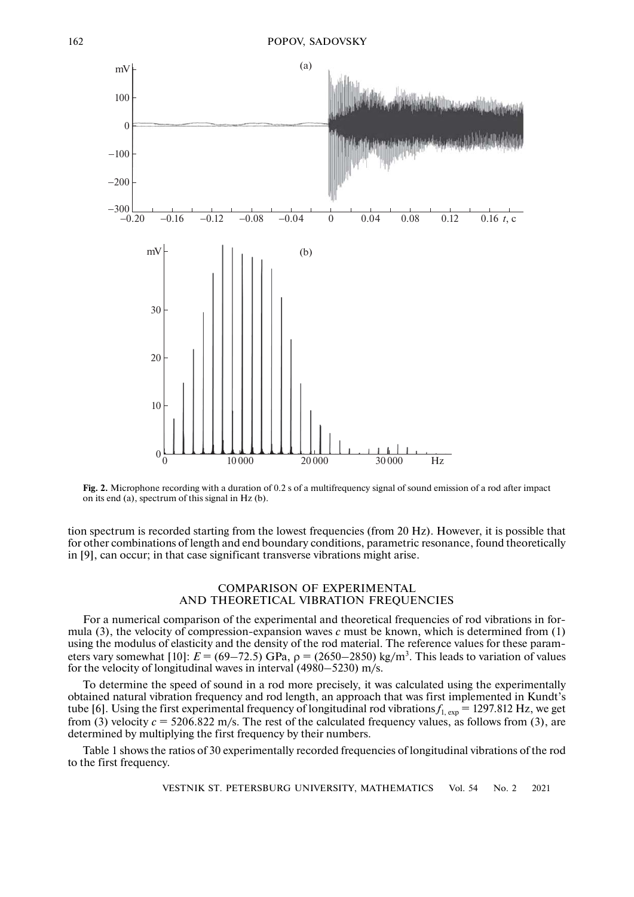**Fig. 2.** Microphone recording with a duration of 0.2 s of a multifrequency signal of sound emission of a rod after impact on its end (a), spectrum of this signal in Hz (b).

tion spectrum is recorded starting from the lowest frequencies (from 20 Hz). However, it is possible that for other combinations of length and end boundary conditions, parametric resonance, found theoretically in [9], can occur; in that case significant transverse vibrations might arise.

## COMPARISON OF EXPERIMENTAL AND THEORETICAL VIBRATION FREQUENCIES

For a numerical comparison of the experimental and theoretical frequencies of rod vibrations in formula (3), the velocity of compression-expansion waves $c$ must be known, which is determined from (1) using the modulus of elasticity and the density of the rod material. The reference values for these parameters vary somewhat [10]: $E = (69\text{–}72.5)$ GPa, $\rho = (2650\text{–}2850)$ kg/m$^3$. This leads to variation of values for the velocity of longitudinal waves in interval (4980–5230) m/s.

To determine the speed of sound in a rod more precisely, it was calculated using the experimentally obtained natural vibration frequency and rod length, an approach that was first implemented in Kundt's tube [6]. Using the first experimental frequency of longitudinal rod vibrations $f_{1,\,\mathrm{exp}} = 1297.812$ Hz, we get from (3) velocity $c = 5206.822$ m/s. The rest of the calculated frequency values, as follows from (3), are determined by multiplying the first frequency by their numbers.

Table 1 shows the ratios of 30 experimentally recorded frequencies of longitudinal vibrations of the rod to the first frequency.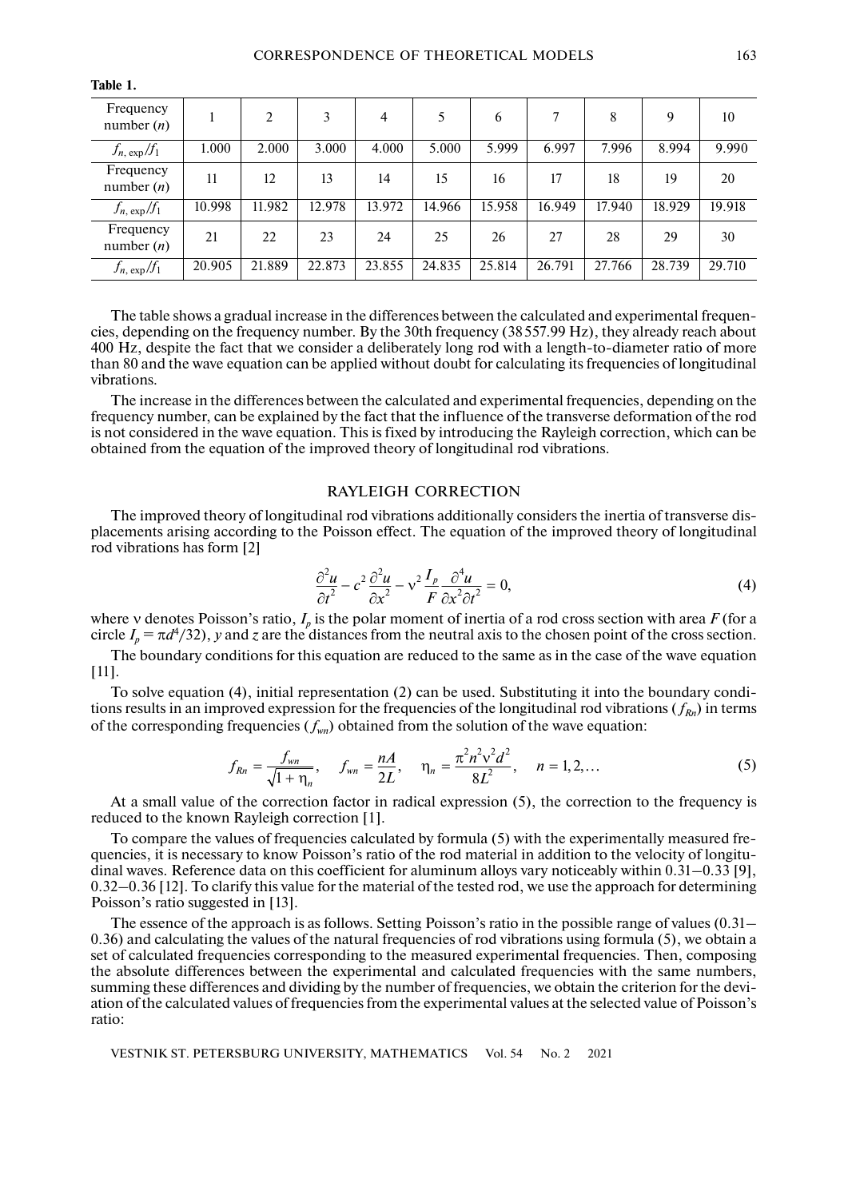**Table 1.**

| Frequency number ($n$) | 1 | 2 | 3 | 4 | 5 | 6 | 7 | 8 | 9 | 10 |
|---|---|---|---|---|---|---|---|---|---|---|
| $f_{n,\exp}/f_1$ | 1.000 | 2.000 | 3.000 | 4.000 | 5.000 | 5.999 | 6.997 | 7.996 | 8.994 | 9.990 |
| Frequency number ($n$) | 11 | 12 | 13 | 14 | 15 | 16 | 17 | 18 | 19 | 20 |
| $f_{n,\exp}/f_1$ | 10.998 | 11.982 | 12.978 | 13.972 | 14.966 | 15.958 | 16.949 | 17.940 | 18.929 | 19.918 |
| Frequency number ($n$) | 21 | 22 | 23 | 24 | 25 | 26 | 27 | 28 | 29 | 30 |
| $f_{n,\exp}/f_1$ | 20.905 | 21.889 | 22.873 | 23.855 | 24.835 | 25.814 | 26.791 | 27.766 | 28.739 | 29.710 |

The table shows a gradual increase in the differences between the calculated and experimental frequencies, depending on the frequency number. By the 30th frequency (38557.99 Hz), they already reach about 400 Hz, despite the fact that we consider a deliberately long rod with a length-to-diameter ratio of more than 80 and the wave equation can be applied without doubt for calculating its frequencies of longitudinal vibrations.

The increase in the differences between the calculated and experimental frequencies, depending on the frequency number, can be explained by the fact that the influence of the transverse deformation of the rod is not considered in the wave equation. This is fixed by introducing the Rayleigh correction, which can be obtained from the equation of the improved theory of longitudinal rod vibrations.

## RAYLEIGH CORRECTION

The improved theory of longitudinal rod vibrations additionally considers the inertia of transverse displacements arising according to the Poisson effect. The equation of the improved theory of longitudinal rod vibrations has form [2]

$$\frac{\partial^2 u}{\partial t^2} - c^2\frac{\partial^2 u}{\partial x^2} - \nu^2\frac{I_p}{F}\frac{\partial^4 u}{\partial x^2 \partial t^2} = 0, \tag{4}$$

where $\nu$ denotes Poisson's ratio, $I_p$ is the polar moment of inertia of a rod cross section with area $F$ (for a circle $I_p = \pi d^4/32$), $y$ and $z$ are the distances from the neutral axis to the chosen point of the cross section.

The boundary conditions for this equation are reduced to the same as in the case of the wave equation [11].

To solve equation (4), initial representation (2) can be used. Substituting it into the boundary conditions results in an improved expression for the frequencies of the longitudinal rod vibrations ($f_{Rn}$) in terms of the corresponding frequencies ($f_{wn}$) obtained from the solution of the wave equation:

$$f_{Rn} = \frac{f_{wn}}{\sqrt{1+\eta_n}}, \quad f_{wn} = \frac{nA}{2L}, \quad \eta_n = \frac{\pi^2 n^2 \nu^2 d^2}{8L^2}, \quad n = 1, 2, \ldots \tag{5}$$

At a small value of the correction factor in radical expression (5), the correction to the frequency is reduced to the known Rayleigh correction [1].

To compare the values of frequencies calculated by formula (5) with the experimentally measured frequencies, it is necessary to know Poisson's ratio of the rod material in addition to the velocity of longitudinal waves. Reference data on this coefficient for aluminum alloys vary noticeably within 0.31–0.33 [9], 0.32–0.36 [12]. To clarify this value for the material of the tested rod, we use the approach for determining Poisson's ratio suggested in [13].

The essence of the approach is as follows. Setting Poisson's ratio in the possible range of values (0.31–0.36) and calculating the values of the natural frequencies of rod vibrations using formula (5), we obtain a set of calculated frequencies corresponding to the measured experimental frequencies. Then, composing the absolute differences between the experimental and calculated frequencies with the same numbers, summing these differences and dividing by the number of frequencies, we obtain the criterion for the deviation of the calculated values of frequencies from the experimental values at the selected value of Poisson's ratio: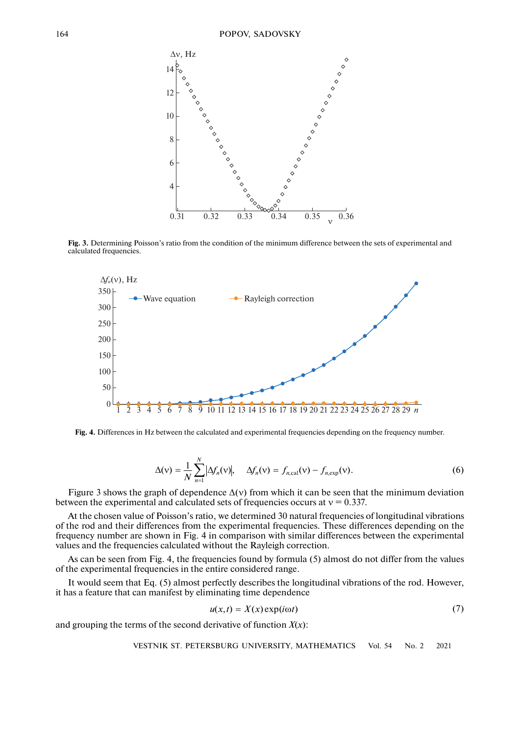**Fig. 3.** Determining Poisson's ratio from the condition of the minimum difference between the sets of experimental and calculated frequencies.

**Fig. 4.** Differences in Hz between the calculated and experimental frequencies depending on the frequency number.

$$\Delta(\nu) = \frac{1}{N}\sum_{n=1}^{N}|\Delta f_n(\nu)|, \quad \Delta f_n(\nu) = f_{n,\text{cal}}(\nu) - f_{n,\text{exp}}(\nu). \tag{6}$$

Figure 3 shows the graph of dependence $\Delta(\nu)$ from which it can be seen that the minimum deviation between the experimental and calculated sets of frequencies occurs at $\nu = 0.337$.

At the chosen value of Poisson's ratio, we determined 30 natural frequencies of longitudinal vibrations of the rod and their differences from the experimental frequencies. These differences depending on the frequency number are shown in Fig. 4 in comparison with similar differences between the experimental values and the frequencies calculated without the Rayleigh correction.

As can be seen from Fig. 4, the frequencies found by formula (5) almost do not differ from the values of the experimental frequencies in the entire considered range.

It would seem that Eq. (5) almost perfectly describes the longitudinal vibrations of the rod. However, it has a feature that can manifest by eliminating time dependence

$$u(x,t) = X(x)\exp(i\omega t) \tag{7}$$

and grouping the terms of the second derivative of function $X(x)$: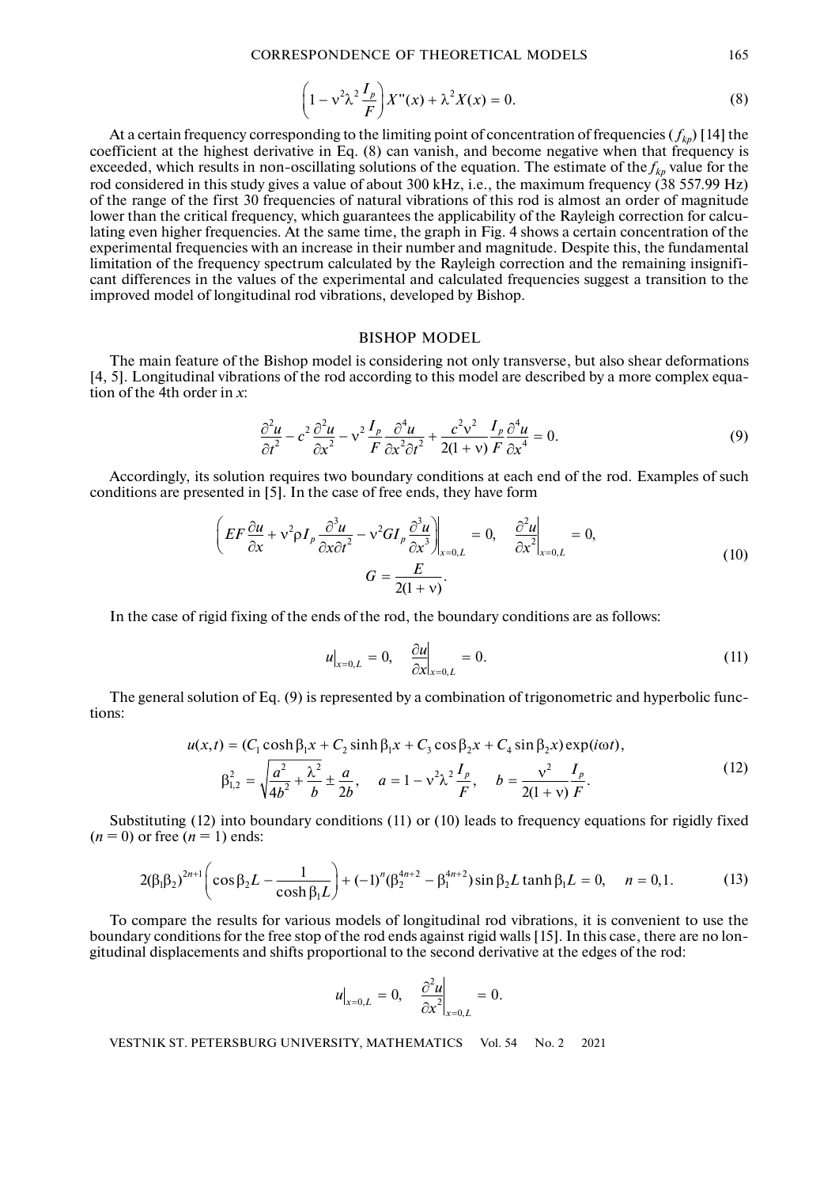$$\left(1 - \nu^2 \lambda^2 \frac{I_p}{F}\right) X''(x) + \lambda^2 X(x) = 0. \tag{8}$$

At a certain frequency corresponding to the limiting point of concentration of frequencies ($f_{kp}$) [14] the coefficient at the highest derivative in Eq. (8) can vanish, and become negative when that frequency is exceeded, which results in non-oscillating solutions of the equation. The estimate of the $f_{kp}$ value for the rod considered in this study gives a value of about 300 kHz, i.e., the maximum frequency (38 557.99 Hz) of the range of the first 30 frequencies of natural vibrations of this rod is almost an order of magnitude lower than the critical frequency, which guarantees the applicability of the Rayleigh correction for calculating even higher frequencies. At the same time, the graph in Fig. 4 shows a certain concentration of the experimental frequencies with an increase in their number and magnitude. Despite this, the fundamental limitation of the frequency spectrum calculated by the Rayleigh correction and the remaining insignificant differences in the values of the experimental and calculated frequencies suggest a transition to the improved model of longitudinal rod vibrations, developed by Bishop.

## BISHOP MODEL

The main feature of the Bishop model is considering not only transverse, but also shear deformations [4, 5]. Longitudinal vibrations of the rod according to this model are described by a more complex equation of the 4th order in $x$:

$$\frac{\partial^2 u}{\partial t^2} - c^2 \frac{\partial^2 u}{\partial x^2} - \nu^2 \frac{I_p}{F} \frac{\partial^4 u}{\partial x^2 \partial t^2} + \frac{c^2 \nu^2}{2(1+\nu)} \frac{I_p}{F} \frac{\partial^4 u}{\partial x^4} = 0. \tag{9}$$

Accordingly, its solution requires two boundary conditions at each end of the rod. Examples of such conditions are presented in [5]. In the case of free ends, they have form

$$\left. \left( EF \frac{\partial u}{\partial x} + \nu^2 \rho I_p \frac{\partial^3 u}{\partial x \partial t^2} - \nu^2 G I_p \frac{\partial^3 u}{\partial x^3} \right) \right|_{x=0,L} = 0, \quad \left. \frac{\partial^2 u}{\partial x^2} \right|_{x=0,L} = 0,$$
$$G = \frac{E}{2(1+\nu)}. \tag{10}$$

In the case of rigid fixing of the ends of the rod, the boundary conditions are as follows:

$$u|_{x=0,L} = 0, \quad \left. \frac{\partial u}{\partial x} \right|_{x=0,L} = 0. \tag{11}$$

The general solution of Eq. (9) is represented by a combination of trigonometric and hyperbolic functions:

$$u(x,t) = (C_1 \cosh \beta_1 x + C_2 \sinh \beta_1 x + C_3 \cos \beta_2 x + C_4 \sin \beta_2 x) \exp(i\omega t),$$
$$\beta_{1,2}^2 = \sqrt{\frac{a^2}{4b^2} + \frac{\lambda^2}{b}} \pm \frac{a}{2b}, \quad a = 1 - \nu^2 \lambda^2 \frac{I_p}{F}, \quad b = \frac{\nu^2}{2(1+\nu)} \frac{I_p}{F}. \tag{12}$$

Substituting (12) into boundary conditions (11) or (10) leads to frequency equations for rigidly fixed ($n = 0$) or free ($n = 1$) ends:

$$2(\beta_1 \beta_2)^{2n+1} \left( \cos \beta_2 L - \frac{1}{\cosh \beta_1 L} \right) + (-1)^n (\beta_2^{4n+2} - \beta_1^{4n+2}) \sin \beta_2 L \tanh \beta_1 L = 0, \quad n = 0, 1. \tag{13}$$

To compare the results for various models of longitudinal rod vibrations, it is convenient to use the boundary conditions for the free stop of the rod ends against rigid walls [15]. In this case, there are no longitudinal displacements and shifts proportional to the second derivative at the edges of the rod:

$$u|_{x=0,L} = 0, \quad \left. \frac{\partial^2 u}{\partial x^2} \right|_{x=0,L} = 0.$$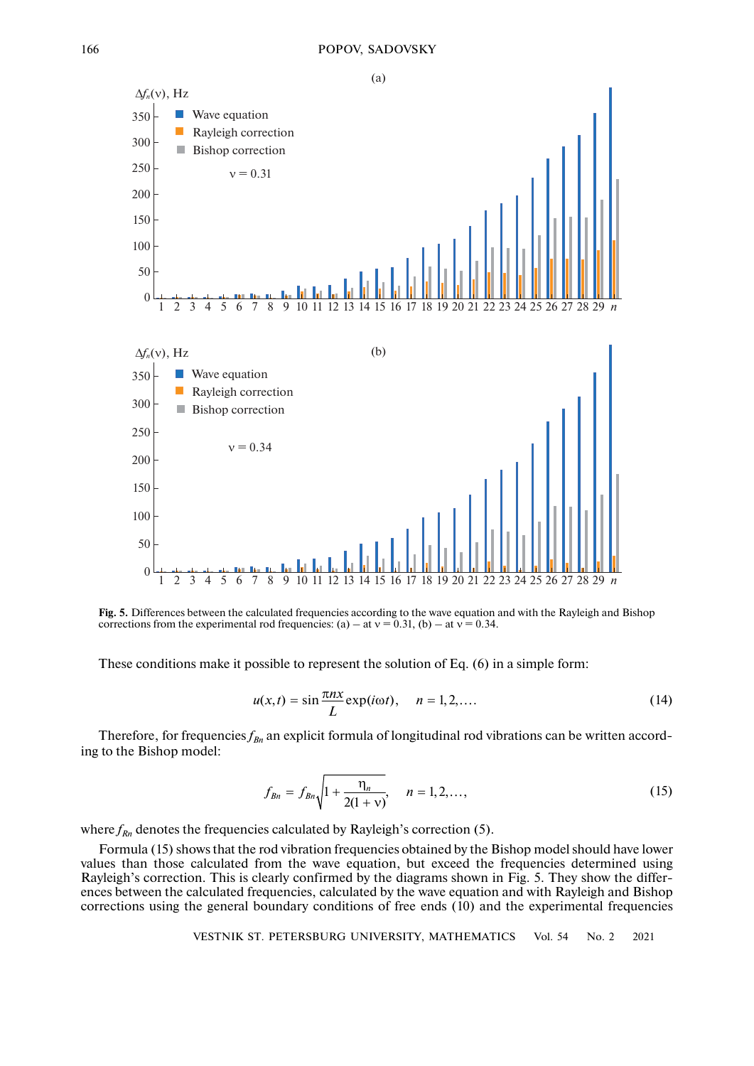**Fig. 5.** Differences between the calculated frequencies according to the wave equation and with the Rayleigh and Bishop corrections from the experimental rod frequencies: (a) – at $\nu = 0.31$, (b) – at $\nu = 0.34$.

These conditions make it possible to represent the solution of Eq. (6) in a simple form:

$$u(x,t) = \sin\frac{\pi n x}{L}\exp(i\omega t), \quad n = 1, 2, \ldots. \tag{14}$$

Therefore, for frequencies $f_{Bn}$ an explicit formula of longitudinal rod vibrations can be written according to the Bishop model:

$$f_{Bn} = f_{Bn}\sqrt{1 + \frac{\eta_n}{2(1+\nu)}}, \quad n = 1, 2, \ldots, \tag{15}$$

where $f_{Rn}$ denotes the frequencies calculated by Rayleigh's correction (5).

Formula (15) shows that the rod vibration frequencies obtained by the Bishop model should have lower values than those calculated from the wave equation, but exceed the frequencies determined using Rayleigh's correction. This is clearly confirmed by the diagrams shown in Fig. 5. They show the differences between the calculated frequencies, calculated by the wave equation and with Rayleigh and Bishop corrections using the general boundary conditions of free ends (10) and the experimental frequencies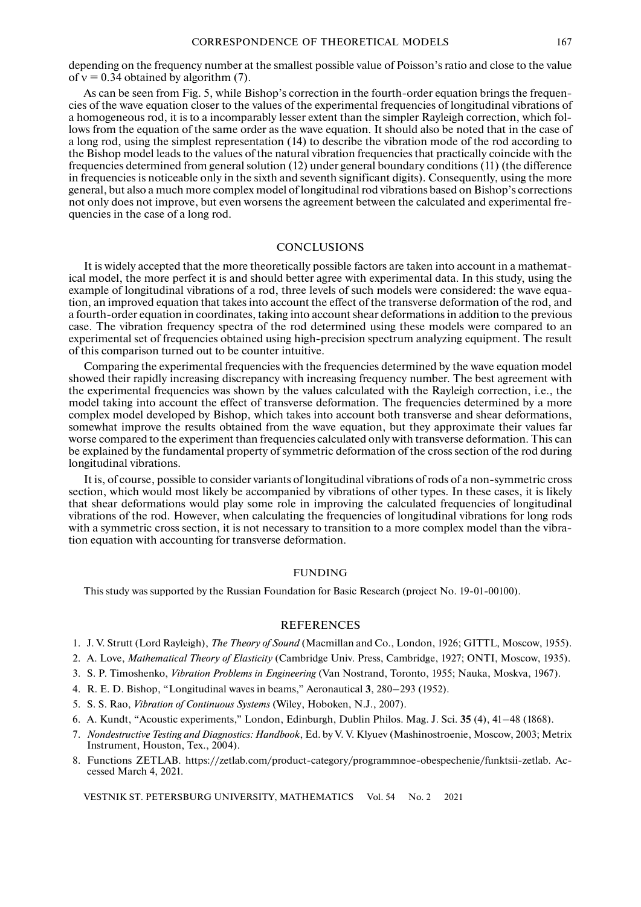depending on the frequency number at the smallest possible value of Poisson's ratio and close to the value of $\nu = 0.34$ obtained by algorithm (7).

As can be seen from Fig. 5, while Bishop's correction in the fourth-order equation brings the frequencies of the wave equation closer to the values of the experimental frequencies of longitudinal vibrations of a homogeneous rod, it is to a incomparably lesser extent than the simpler Rayleigh correction, which follows from the equation of the same order as the wave equation. It should also be noted that in the case of a long rod, using the simplest representation (14) to describe the vibration mode of the rod according to the Bishop model leads to the values of the natural vibration frequencies that practically coincide with the frequencies determined from general solution (12) under general boundary conditions (11) (the difference in frequencies is noticeable only in the sixth and seventh significant digits). Consequently, using the more general, but also a much more complex model of longitudinal rod vibrations based on Bishop's corrections not only does not improve, but even worsens the agreement between the calculated and experimental frequencies in the case of a long rod.

## CONCLUSIONS

It is widely accepted that the more theoretically possible factors are taken into account in a mathematical model, the more perfect it is and should better agree with experimental data. In this study, using the example of longitudinal vibrations of a rod, three levels of such models were considered: the wave equation, an improved equation that takes into account the effect of the transverse deformation of the rod, and a fourth-order equation in coordinates, taking into account shear deformations in addition to the previous case. The vibration frequency spectra of the rod determined using these models were compared to an experimental set of frequencies obtained using high-precision spectrum analyzing equipment. The result of this comparison turned out to be counter intuitive.

Comparing the experimental frequencies with the frequencies determined by the wave equation model showed their rapidly increasing discrepancy with increasing frequency number. The best agreement with the experimental frequencies was shown by the values calculated with the Rayleigh correction, i.e., the model taking into account the effect of transverse deformation. The frequencies determined by a more complex model developed by Bishop, which takes into account both transverse and shear deformations, somewhat improve the results obtained from the wave equation, but they approximate their values far worse compared to the experiment than frequencies calculated only with transverse deformation. This can be explained by the fundamental property of symmetric deformation of the cross section of the rod during longitudinal vibrations.

It is, of course, possible to consider variants of longitudinal vibrations of rods of a non-symmetric cross section, which would most likely be accompanied by vibrations of other types. In these cases, it is likely that shear deformations would play some role in improving the calculated frequencies of longitudinal vibrations of the rod. However, when calculating the frequencies of longitudinal vibrations for long rods with a symmetric cross section, it is not necessary to transition to a more complex model than the vibration equation with accounting for transverse deformation.

## FUNDING

This study was supported by the Russian Foundation for Basic Research (project No. 19-01-00100).

## REFERENCES

1. J. V. Strutt (Lord Rayleigh), *The Theory of Sound* (Macmillan and Co., London, 1926; GITTL, Moscow, 1955).
2. A. Love, *Mathematical Theory of Elasticity* (Cambridge Univ. Press, Cambridge, 1927; ONTI, Moscow, 1935).
3. S. P. Timoshenko, *Vibration Problems in Engineering* (Van Nostrand, Toronto, 1955; Nauka, Moskva, 1967).
4. R. E. D. Bishop, "Longitudinal waves in beams," Aeronautical **3**, 280–293 (1952).
5. S. S. Rao, *Vibration of Continuous Systems* (Wiley, Hoboken, N.J., 2007).
6. A. Kundt, "Acoustic experiments," London, Edinburgh, Dublin Philos. Mag. J. Sci. **35** (4), 41–48 (1868).
7. *Nondestructive Testing and Diagnostics: Handbook*, Ed. by V. V. Klyuev (Mashinostroenie, Moscow, 2003; Metrix Instrument, Houston, Tex., 2004).
8. Functions ZETLAB. https://zetlab.com/product-category/programmnoe-obespechenie/funktsii-zetlab. Accessed March 4, 2021.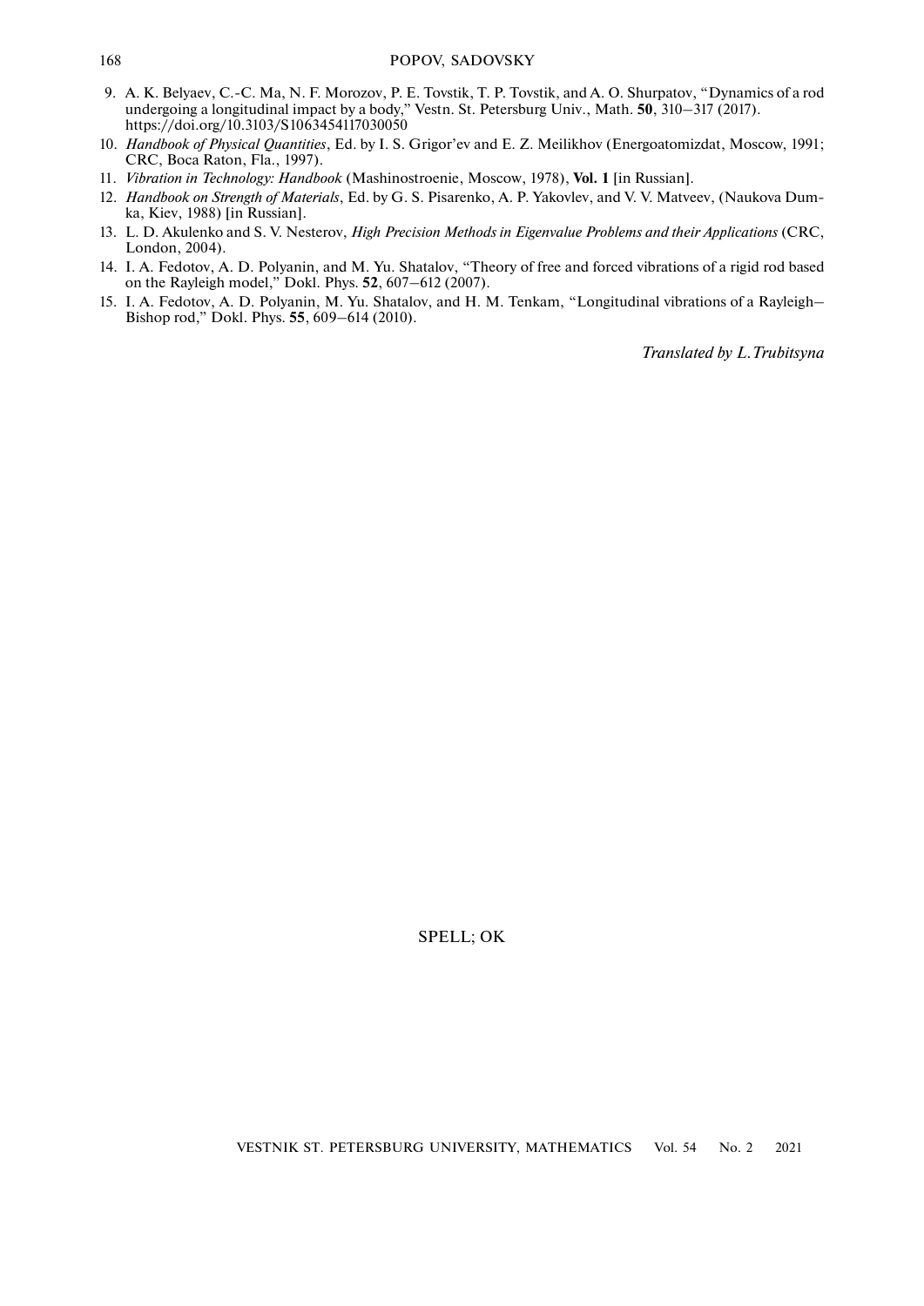9. A. K. Belyaev, C.-C. Ma, N. F. Morozov, P. E. Tovstik, T. P. Tovstik, and A. O. Shurpatov, "Dynamics of a rod undergoing a longitudinal impact by a body," Vestn. St. Petersburg Univ., Math. **50**, 310–317 (2017). https://doi.org/10.3103/S1063454117030050
10. *Handbook of Physical Quantities*, Ed. by I. S. Grigor'ev and E. Z. Meilikhov (Energoatomizdat, Moscow, 1991; CRC, Boca Raton, Fla., 1997).
11. *Vibration in Technology: Handbook* (Mashinostroenie, Moscow, 1978), **Vol. 1** [in Russian].
12. *Handbook on Strength of Materials*, Ed. by G. S. Pisarenko, A. P. Yakovlev, and V. V. Matveev, (Naukova Dumka, Kiev, 1988) [in Russian].
13. L. D. Akulenko and S. V. Nesterov, *High Precision Methods in Eigenvalue Problems and their Applications* (CRC, London, 2004).
14. I. A. Fedotov, A. D. Polyanin, and M. Yu. Shatalov, "Theory of free and forced vibrations of a rigid rod based on the Rayleigh model," Dokl. Phys. **52**, 607–612 (2007).
15. I. A. Fedotov, A. D. Polyanin, M. Yu. Shatalov, and H. M. Tenkam, "Longitudinal vibrations of a Rayleigh–Bishop rod," Dokl. Phys. **55**, 609–614 (2010).

*Translated by L. Trubitsyna*

SPELL: OK